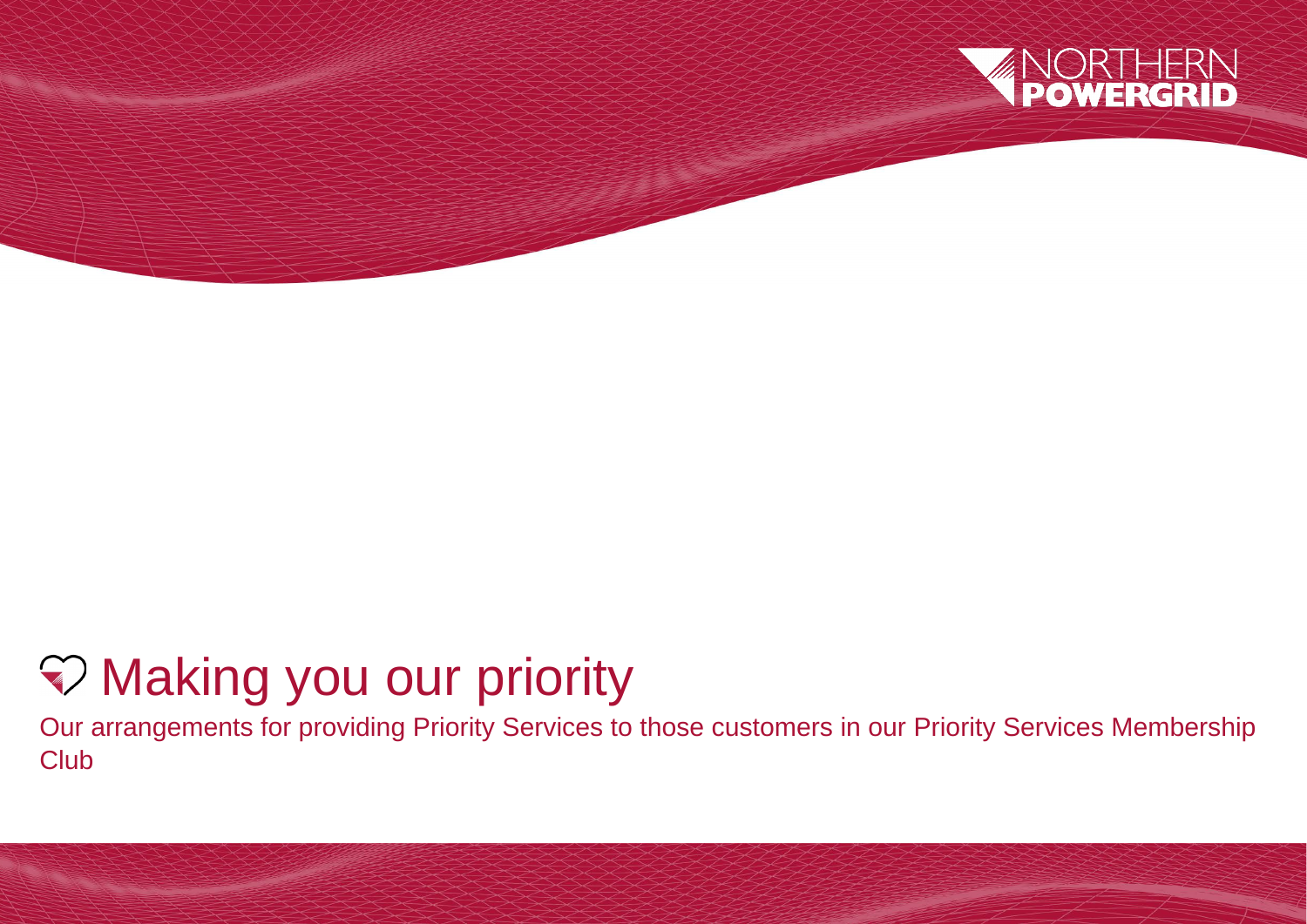# Making you our priority

Our arrangements for providing Priority Services to those customers in our Priority Services Membership Club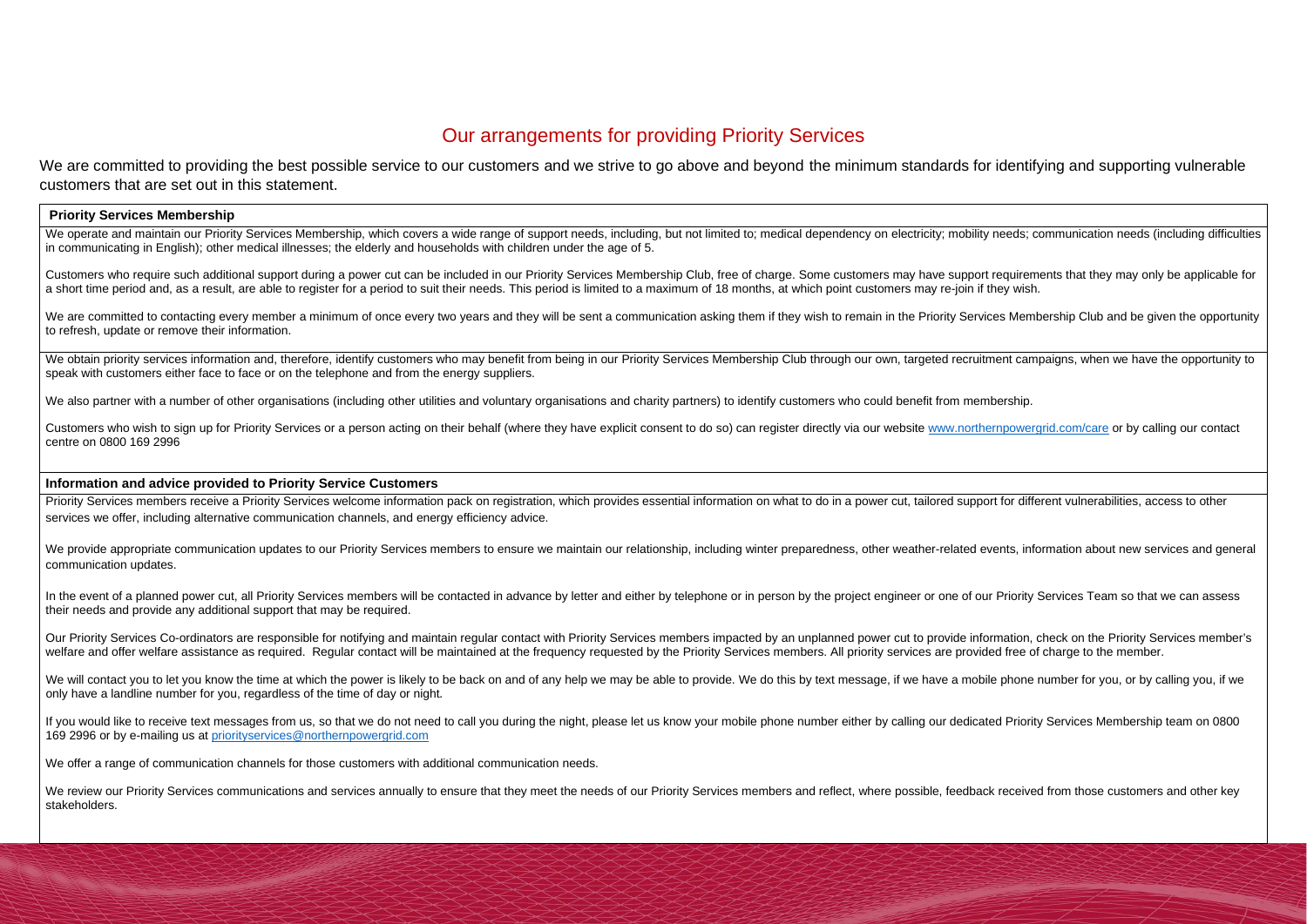# Our arrangements for providing Priority Services

We are committed to providing the best possible service to our customers and we strive to go above and beyond the minimum standards for identifying and supporting vulnerable customers that are set out in this statement.

## Priority Services Membership

We operate and maintain our Priority Services Membership, which covers a wide range of support needs, including, but not limited to; medical dependency on electricity; mobility needs; communication needs (including difficulties in communicating in English); other medical illnesses; the elderly and households with children under the age of 5.

Customers who require such additional support during a power cut can be included in our Priority Services Membership Club, free of charge. Some customers may have support requirements that they may only be applicable for a short time period and, as a result, are able to register for a period to suit their needs. This period is limited to a maximum of 18 months, at which point customers may re-join if they wish.

We are committed to contacting every member a minimum of once every two years and they will be sent a communication asking them if they wish to remain in the Priority Services Membership Club and be given the opportunity to refresh, update or remove their information.

We obtain priority services information and, therefore, identify customers who may benefit from being in our Priority Services Membership Club through our own, targeted recruitment campaigns, when we have the opportunity to speak with customers either face to face or on the telephone and from the energy suppliers.

We also partner with a number of other organisations (including other utilities and voluntary organisations and charity partners) to identify customers who could benefit from membership.

Customers who wish to sign up for Priority Services or a person acting on their behalf (where they have explicit consent to do so) can register directly via our website www.northernpowergrid.com/care or by calling our contact centre on 0800 169 2996

## Information and advice provided to Priority Service Customers

Priority Services members receive a Priority Services welcome information pack on registration, which provides essential information on what to do in a power cut, tailored support for different vulnerabilities, access to other services we offer, including alternative communication channels, and energy efficiency advice.

We provide appropriate communication updates to our Priority Services members to ensure we maintain our relationship, including winter preparedness, other weather-related events, information about new services and general communication updates.

In the event of a planned power cut, all Priority Services members will be contacted in advance by letter and either by telephone or in person by the project engineer or one of our Priority Services Team so that we can assess their needs and provide any additional support that may be required.

Our Priority Services Co-ordinators are responsible for notifying and maintain regular contact with Priority Services members impacted by an unplanned power cut to provide information, check on the Priority Services member's welfare and offer welfare assistance as required. Regular contact will be maintained at the frequency requested by the Priority Services members. All priority services are provided free of charge to the member.

We will contact you to let you know the time at which the power is likely to be back on and of any help we may be able to provide. We do this by text message, if we have a mobile phone number for you, or by calling you, if we only have a landline number for you, regardless of the time of day or night.

If you would like to receive text messages from us, so that we do not need to call you during the night, please let us know your mobile phone number either by calling our dedicated Priority Services Membership team on 0800 169 2996 or by e-mailing us at priorityservices@northernpowergrid.com

We offer a range of communication channels for those customers with additional communication needs.

We review our Priority Services communications and services annually to ensure that they meet the needs of our Priority Services members and reflect, where possible, feedback received from those customers and other key stakeholders.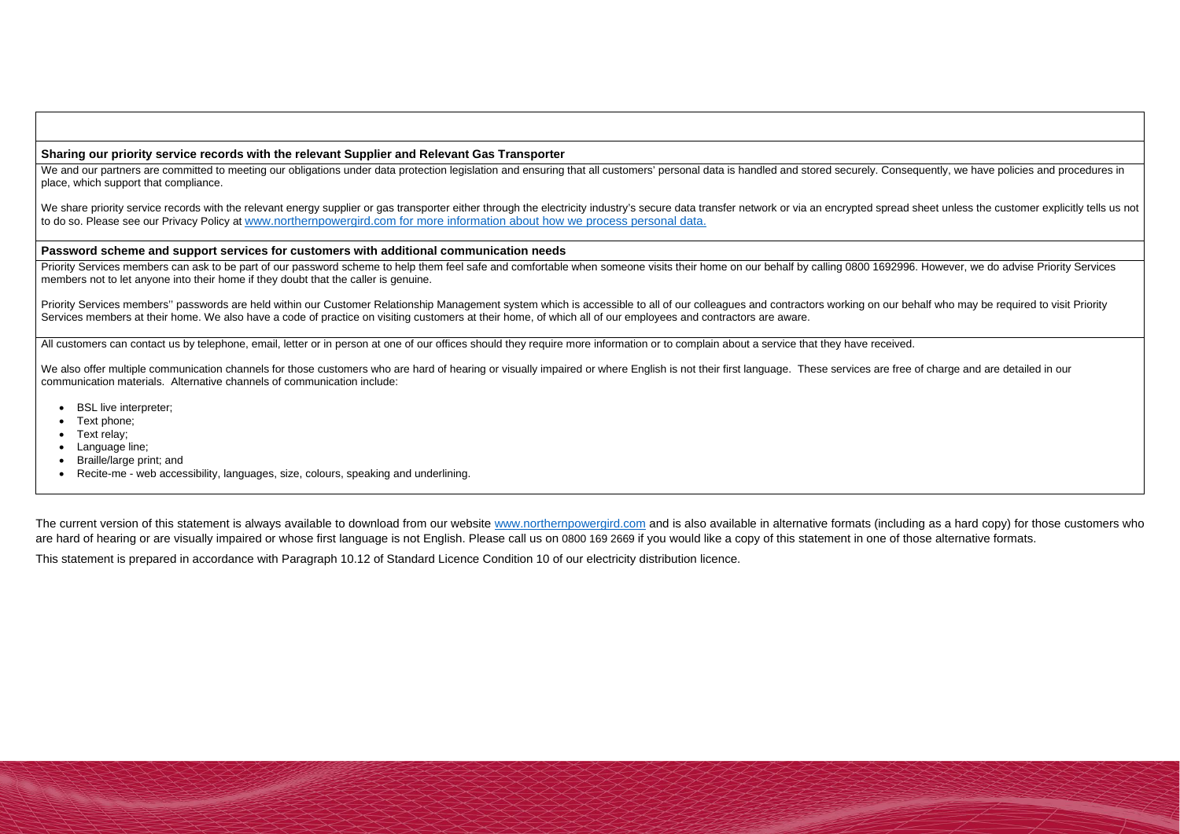### Sharing our priority service records with the relevant Supplier and Relevant Gas Transporter

We and our partners are committed to meeting our obligations under data protection legislation and ensuring that all customers' personal data is handled and stored securely. Consequently, we have policies and procedures in place, which support that compliance.

We share priority service records with the relevant energy supplier or gas transporter either through the electricity industry's secure data transfer network or via an encrypted spread sheet unless the customer explicitly tells us not to do so. Please see our Privacy Policy at www.northernpowergird.com for more information about how we process personal data.

### Password scheme and support services for customers with additional communication needs

Priority Services members can ask to be part of our password scheme to help them feel safe and comfortable when someone visits their home on our behalf by calling 0800 1692996. However, we do advise Priority Services members not to let anyone into their home if they doubt that the caller is genuine.

Priority Services members'' passwords are held within our Customer Relationship Management system which is accessible to all of our colleagues and contractors working on our behalf who may be required to visit Priority Services members at their home. We also have a code of practice on visiting customers at their home, of which all of our employees and contractors are aware.

All customers can contact us by telephone, email, letter or in person at one of our offices should they require more information or to complain about a service that they have received.

We also offer multiple communication channels for those customers who are hard of hearing or visually impaired or where English is not their first language. These services are free of charge and are detailed in our communication materials. Alternative channels of communication include:

- BSL live interpreter;
- Text phone;
- Text relay;
- Language line;
- Braille/large print; and
- Recite-me - web accessibility, languages, size, colours, speaking and underlining.

The current version of this statement is always available to download from our website www.northernpowergird.com and is also available in alternative formats (including as a hard copy) for those customers who are hard of hearing or are visually impaired or whose first language is not English. Please call us on 0800 169 2669 if you would like a copy of this statement in one of those alternative formats.

This statement is prepared in accordance with Paragraph 10.12 of Standard Licence Condition 10 of our electricity distribution licence.